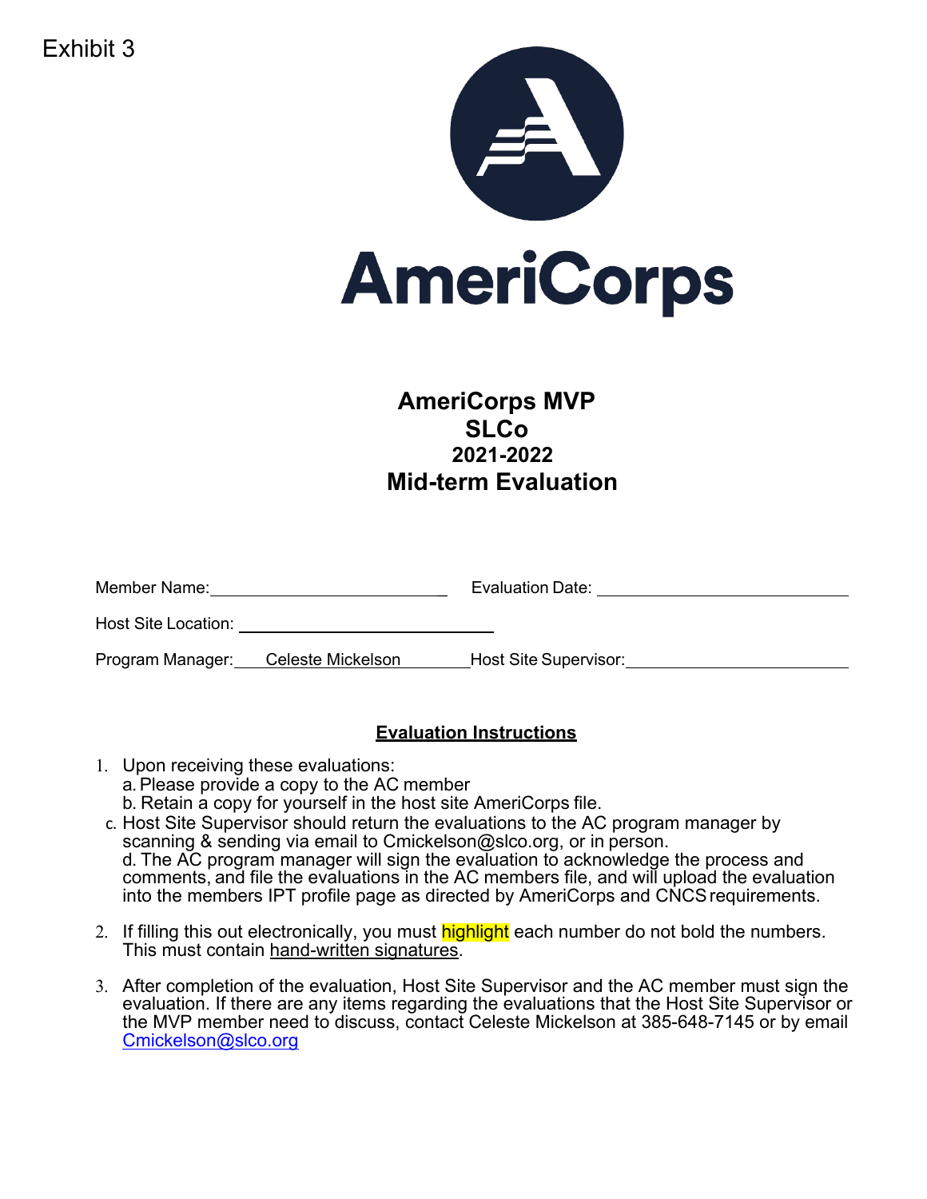Exhibit 3

AmeriCorps

# AmeriCorps MVP
# SLCo
## 2021-2022
# Mid-term Evaluation

Member Name: \_\_\_\_\_\_\_\_\_\_\_\_\_\_\_\_\_\_\_\_\_\_\_\_ Evaluation Date: \_\_\_\_\_\_\_\_\_\_\_\_\_\_\_\_\_\_\_\_\_\_\_\_

Host Site Location: \_\_\_\_\_\_\_\_\_\_\_\_\_\_\_\_\_\_\_\_\_\_\_\_

Program Manager: Celeste Mickelson Host Site Supervisor: \_\_\_\_\_\_\_\_\_\_\_\_\_\_\_\_\_\_\_\_\_\_\_\_

**Evaluation Instructions**

1. Upon receiving these evaluations:
   a. Please provide a copy to the AC member
   b. Retain a copy for yourself in the host site AmeriCorps file.
   c. Host Site Supervisor should return the evaluations to the AC program manager by scanning & sending via email to Cmickelson@slco.org, or in person.
   d. The AC program manager will sign the evaluation to acknowledge the process and comments, and file the evaluations in the AC members file, and will upload the evaluation into the members IPT profile page as directed by AmeriCorps and CNCS requirements.
2. If filling this out electronically, you must highlight each number do not bold the numbers. This must contain hand-written signatures.
3. After completion of the evaluation, Host Site Supervisor and the AC member must sign the evaluation. If there are any items regarding the evaluations that the Host Site Supervisor or the MVP member need to discuss, contact Celeste Mickelson at 385-648-7145 or by email Cmickelson@slco.org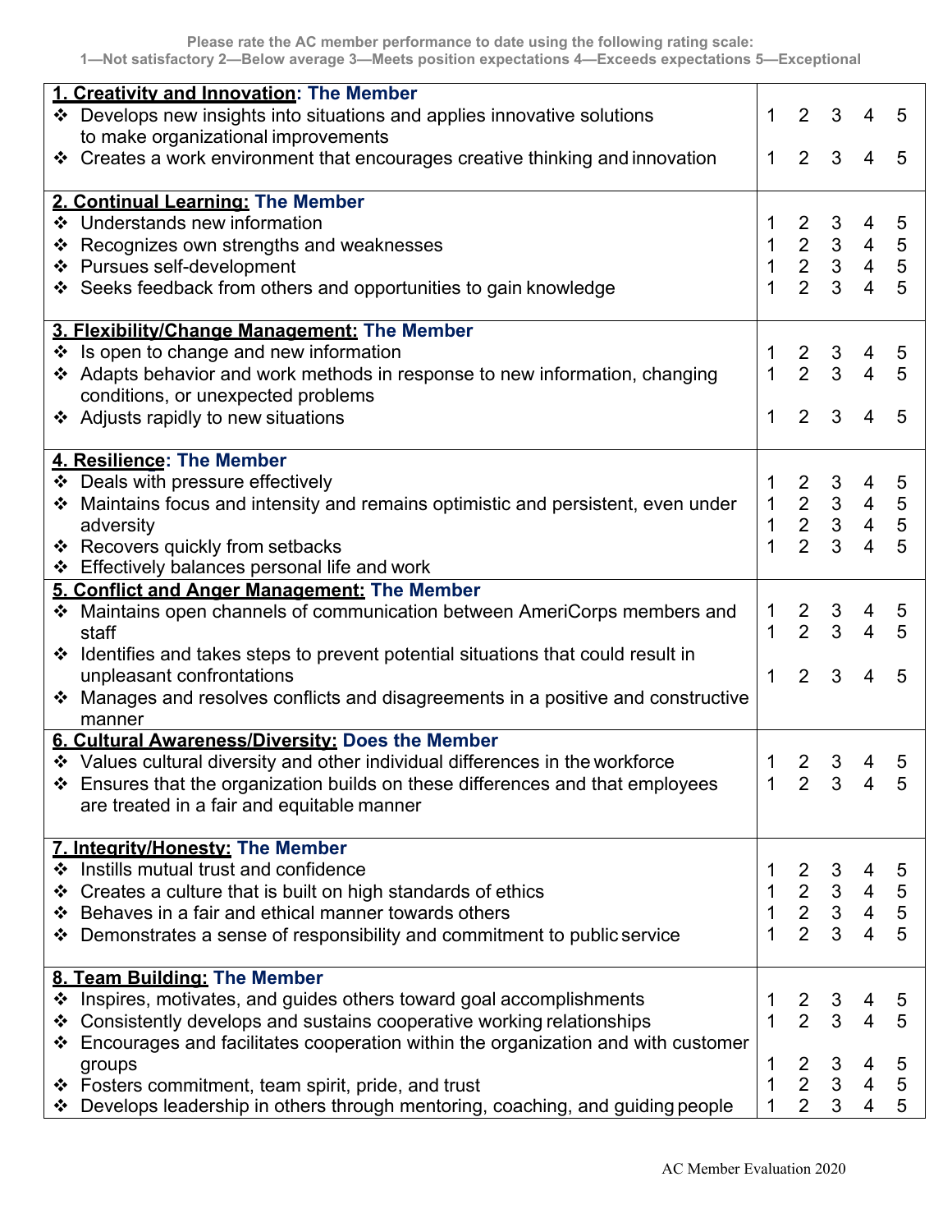**Please rate the AC member performance to date using the following rating scale:**
**1—Not satisfactory 2—Below average 3—Meets position expectations 4—Exceeds expectations 5—Exceptional**

| Competency | Rating |
|---|---|
| **1. Creativity and Innovation: The Member** | |
| ❖ Develops new insights into situations and applies innovative solutions to make organizational improvements | 1 2 3 4 5 |
| ❖ Creates a work environment that encourages creative thinking and innovation | 1 2 3 4 5 |
| **2. Continual Learning: The Member** | |
| ❖ Understands new information | 1 2 3 4 5 |
| ❖ Recognizes own strengths and weaknesses | 1 2 3 4 5 |
| ❖ Pursues self-development | 1 2 3 4 5 |
| ❖ Seeks feedback from others and opportunities to gain knowledge | 1 2 3 4 5 |
| **3. Flexibility/Change Management: The Member** | |
| ❖ Is open to change and new information | 1 2 3 4 5 |
| ❖ Adapts behavior and work methods in response to new information, changing conditions, or unexpected problems | 1 2 3 4 5 |
| ❖ Adjusts rapidly to new situations | 1 2 3 4 5 |
| **4. Resilience: The Member** | |
| ❖ Deals with pressure effectively | 1 2 3 4 5 |
| ❖ Maintains focus and intensity and remains optimistic and persistent, even under adversity | 1 2 3 4 5 |
| ❖ Recovers quickly from setbacks | 1 2 3 4 5 |
| ❖ Effectively balances personal life and work | 1 2 3 4 5 |
| **5. Conflict and Anger Management: The Member** | |
| ❖ Maintains open channels of communication between AmeriCorps members and staff | 1 2 3 4 5 |
| ❖ Identifies and takes steps to prevent potential situations that could result in unpleasant confrontations | 1 2 3 4 5 |
| ❖ Manages and resolves conflicts and disagreements in a positive and constructive manner | 1 2 3 4 5 |
| **6. Cultural Awareness/Diversity: Does the Member** | |
| ❖ Values cultural diversity and other individual differences in the workforce | 1 2 3 4 5 |
| ❖ Ensures that the organization builds on these differences and that employees are treated in a fair and equitable manner | 1 2 3 4 5 |
| **7. Integrity/Honesty: The Member** | |
| ❖ Instills mutual trust and confidence | 1 2 3 4 5 |
| ❖ Creates a culture that is built on high standards of ethics | 1 2 3 4 5 |
| ❖ Behaves in a fair and ethical manner towards others | 1 2 3 4 5 |
| ❖ Demonstrates a sense of responsibility and commitment to public service | 1 2 3 4 5 |
| **8. Team Building: The Member** | |
| ❖ Inspires, motivates, and guides others toward goal accomplishments | 1 2 3 4 5 |
| ❖ Consistently develops and sustains cooperative working relationships | 1 2 3 4 5 |
| ❖ Encourages and facilitates cooperation within the organization and with customer groups | 1 2 3 4 5 |
| ❖ Fosters commitment, team spirit, pride, and trust | 1 2 3 4 5 |
| ❖ Develops leadership in others through mentoring, coaching, and guiding people | 1 2 3 4 5 |

AC Member Evaluation 2020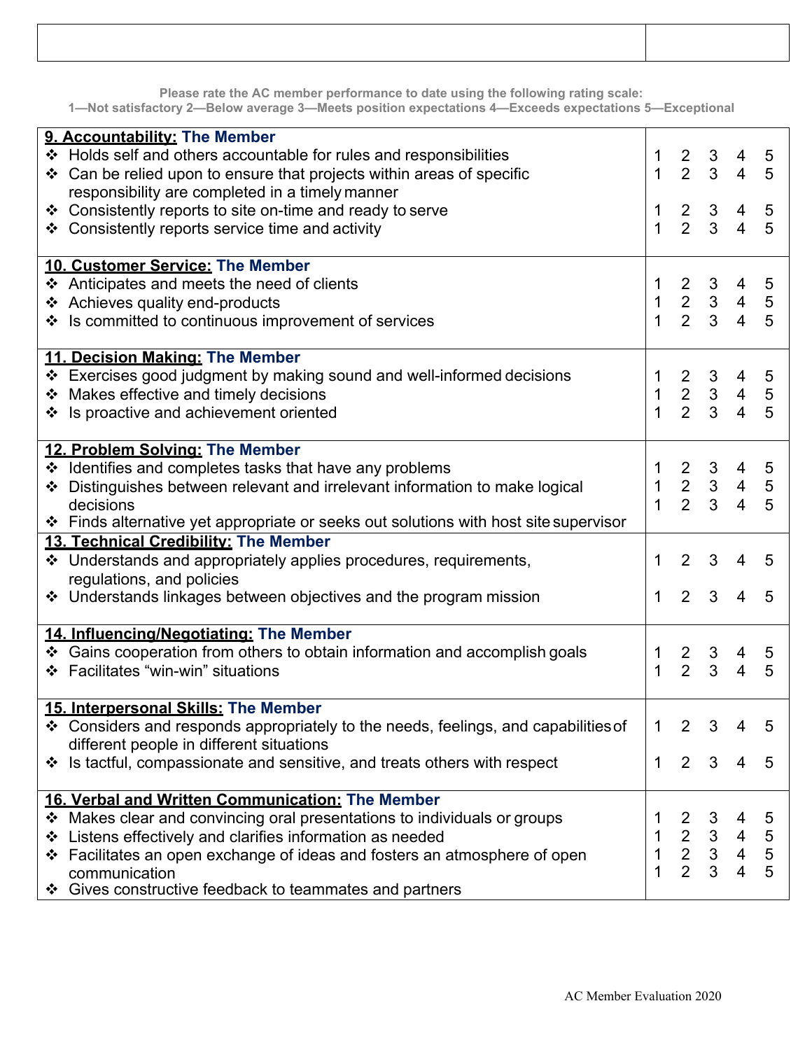| | |
|---|---|

Please rate the AC member performance to date using the following rating scale:
1—Not satisfactory 2—Below average 3—Meets position expectations 4—Exceeds expectations 5—Exceptional

| | |
|---|---|
| **9. Accountability: The Member** | |
| ❖ Holds self and others accountable for rules and responsibilities | 1 2 3 4 5 |
| ❖ Can be relied upon to ensure that projects within areas of specific responsibility are completed in a timely manner | 1 2 3 4 5 |
| ❖ Consistently reports to site on-time and ready to serve | 1 2 3 4 5 |
| ❖ Consistently reports service time and activity | 1 2 3 4 5 |
| **10. Customer Service: The Member** | |
| ❖ Anticipates and meets the need of clients | 1 2 3 4 5 |
| ❖ Achieves quality end-products | 1 2 3 4 5 |
| ❖ Is committed to continuous improvement of services | 1 2 3 4 5 |
| **11. Decision Making: The Member** | |
| ❖ Exercises good judgment by making sound and well-informed decisions | 1 2 3 4 5 |
| ❖ Makes effective and timely decisions | 1 2 3 4 5 |
| ❖ Is proactive and achievement oriented | 1 2 3 4 5 |
| **12. Problem Solving: The Member** | |
| ❖ Identifies and completes tasks that have any problems | 1 2 3 4 5 |
| ❖ Distinguishes between relevant and irrelevant information to make logical decisions | 1 2 3 4 5 |
| ❖ Finds alternative yet appropriate or seeks out solutions with host site supervisor | 1 2 3 4 5 |
| **13. Technical Credibility: The Member** | |
| ❖ Understands and appropriately applies procedures, requirements, regulations, and policies | 1 2 3 4 5 |
| ❖ Understands linkages between objectives and the program mission | 1 2 3 4 5 |
| **14. Influencing/Negotiating: The Member** | |
| ❖ Gains cooperation from others to obtain information and accomplish goals | 1 2 3 4 5 |
| ❖ Facilitates "win-win" situations | 1 2 3 4 5 |
| **15. Interpersonal Skills: The Member** | |
| ❖ Considers and responds appropriately to the needs, feelings, and capabilities of different people in different situations | 1 2 3 4 5 |
| ❖ Is tactful, compassionate and sensitive, and treats others with respect | 1 2 3 4 5 |
| **16. Verbal and Written Communication: The Member** | |
| ❖ Makes clear and convincing oral presentations to individuals or groups | 1 2 3 4 5 |
| ❖ Listens effectively and clarifies information as needed | 1 2 3 4 5 |
| ❖ Facilitates an open exchange of ideas and fosters an atmosphere of open communication | 1 2 3 4 5 |
| ❖ Gives constructive feedback to teammates and partners | 1 2 3 4 5 |

AC Member Evaluation 2020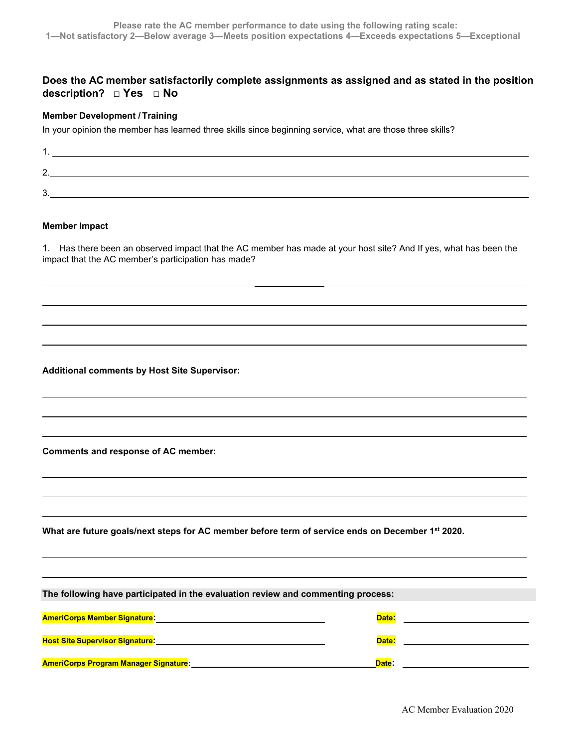Please rate the AC member performance to date using the following rating scale:
1—Not satisfactory 2—Below average 3—Meets position expectations 4—Exceeds expectations 5—Exceptional

**Does the AC member satisfactorily complete assignments as assigned and as stated in the position description? □ Yes □ No**

**Member Development / Training**

In your opinion the member has learned three skills since beginning service, what are those three skills?

1. ______________________________________________

2. ______________________________________________

3. ______________________________________________

**Member Impact**

1. Has there been an observed impact that the AC member has made at your host site? And If yes, what has been the impact that the AC member's participation has made?

______________________________________________

______________________________________________

______________________________________________

______________________________________________

**Additional comments by Host Site Supervisor:**

______________________________________________

______________________________________________

______________________________________________

**Comments and response of AC member:**

______________________________________________

______________________________________________

______________________________________________

**What are future goals/next steps for AC member before term of service ends on December 1st 2020.**

______________________________________________

______________________________________________

**The following have participated in the evaluation review and commenting process:**

**AmeriCorps Member Signature**: ______________________ **Date**: ______________

**Host Site Supervisor Signature**: ______________________ **Date**: ______________

**AmeriCorps Program Manager Signature**: ______________________ **Date**: ______________

AC Member Evaluation 2020